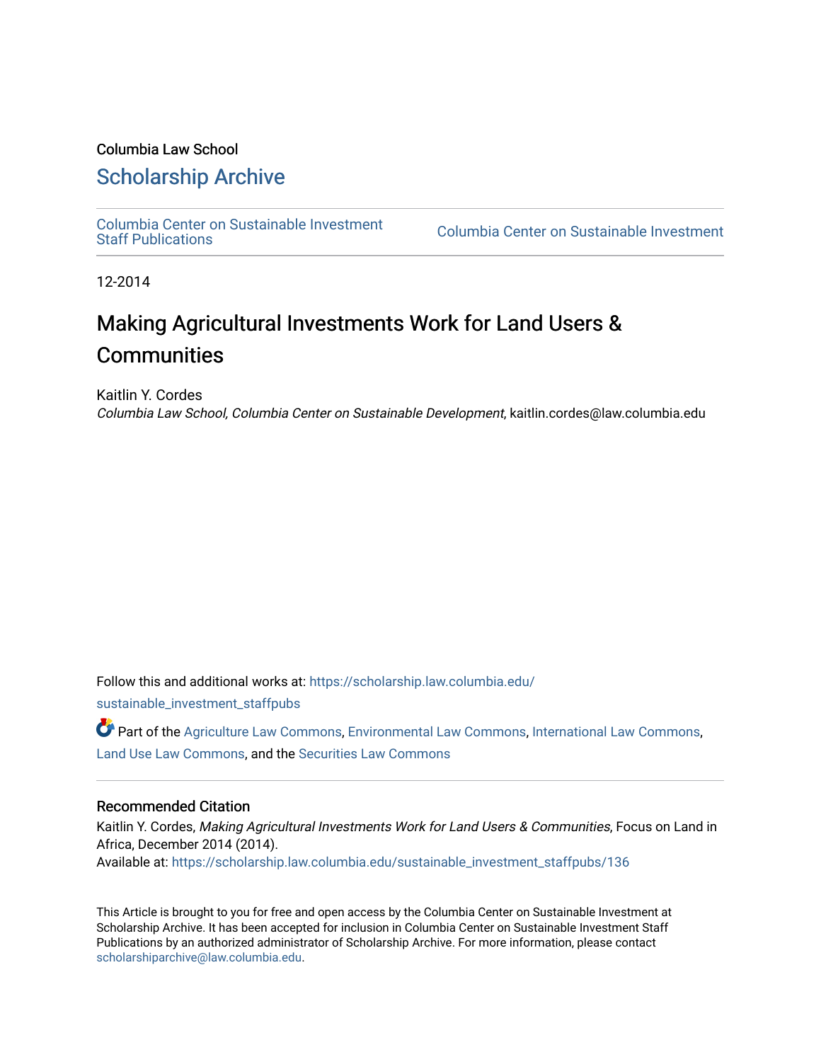Columbia Law School

# Scholarship Archive

Columbia Center on Sustainable Investment Staff Publications | Columbia Center on Sustainable Investment

12-2014

# Making Agricultural Investments Work for Land Users & Communities

Kaitlin Y. Cordes

*Columbia Law School, Columbia Center on Sustainable Development*, kaitlin.cordes@law.columbia.edu

Follow this and additional works at: https://scholarship.law.columbia.edu/sustainable_investment_staffpubs

Part of the Agriculture Law Commons, Environmental Law Commons, International Law Commons, Land Use Law Commons, and the Securities Law Commons

## Recommended Citation

Kaitlin Y. Cordes, *Making Agricultural Investments Work for Land Users & Communities*, Focus on Land in Africa, December 2014 (2014).

Available at: https://scholarship.law.columbia.edu/sustainable_investment_staffpubs/136

This Article is brought to you for free and open access by the Columbia Center on Sustainable Investment at Scholarship Archive. It has been accepted for inclusion in Columbia Center on Sustainable Investment Staff Publications by an authorized administrator of Scholarship Archive. For more information, please contact scholarshiparchive@law.columbia.edu.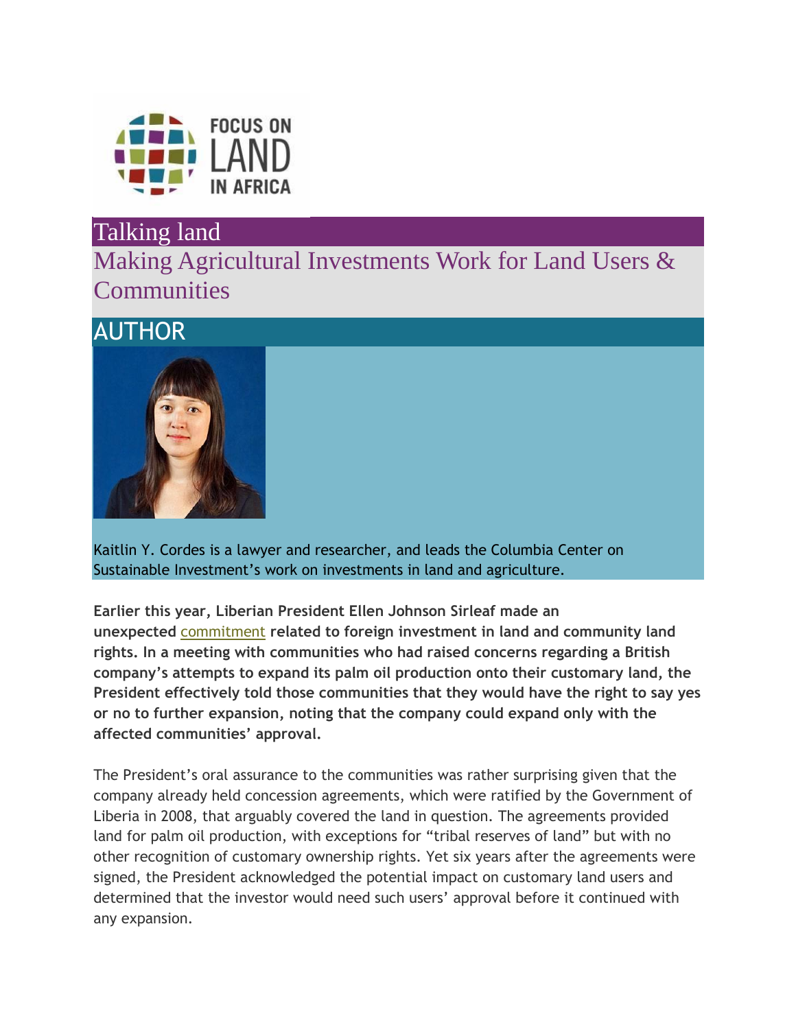FOCUS ON LAND IN AFRICA

# Talking land

## Making Agricultural Investments Work for Land Users & Communities

## AUTHOR

Kaitlin Y. Cordes is a lawyer and researcher, and leads the Columbia Center on Sustainable Investment's work on investments in land and agriculture.

**Earlier this year, Liberian President Ellen Johnson Sirleaf made an unexpected commitment related to foreign investment in land and community land rights. In a meeting with communities who had raised concerns regarding a British company's attempts to expand its palm oil production onto their customary land, the President effectively told those communities that they would have the right to say yes or no to further expansion, noting that the company could expand only with the affected communities' approval.**

The President's oral assurance to the communities was rather surprising given that the company already held concession agreements, which were ratified by the Government of Liberia in 2008, that arguably covered the land in question. The agreements provided land for palm oil production, with exceptions for "tribal reserves of land" but with no other recognition of customary ownership rights. Yet six years after the agreements were signed, the President acknowledged the potential impact on customary land users and determined that the investor would need such users' approval before it continued with any expansion.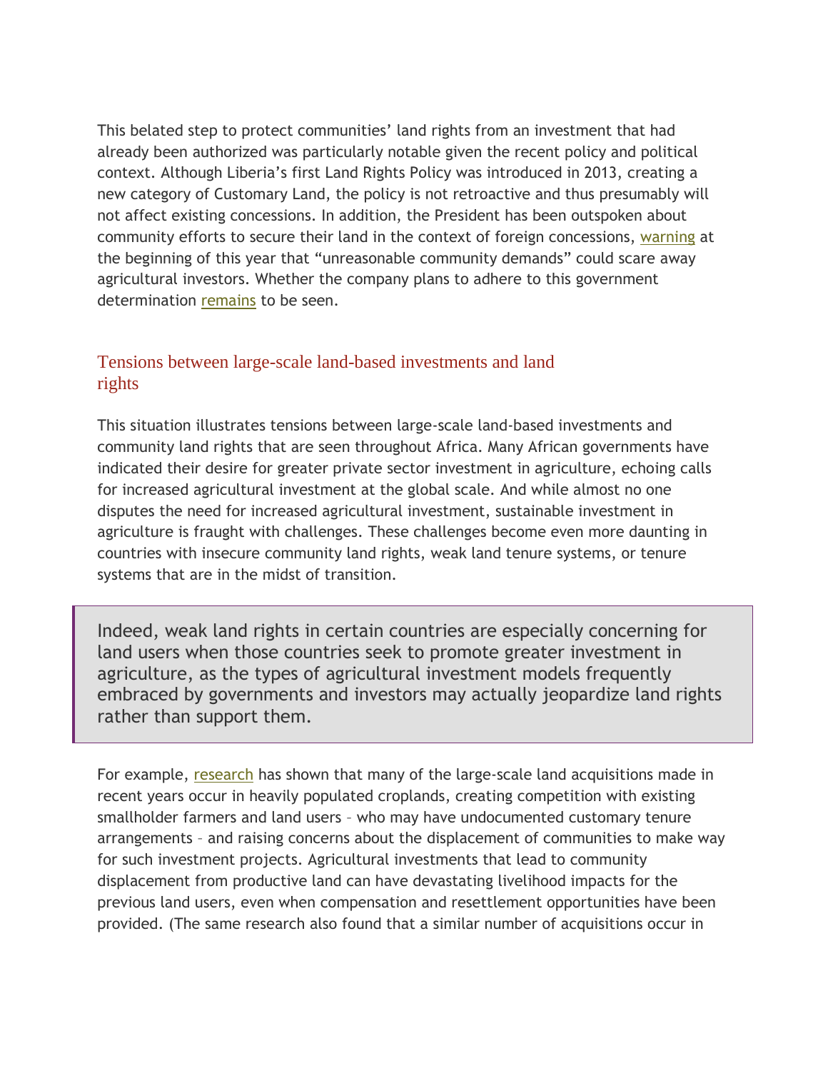This belated step to protect communities' land rights from an investment that had already been authorized was particularly notable given the recent policy and political context. Although Liberia's first Land Rights Policy was introduced in 2013, creating a new category of Customary Land, the policy is not retroactive and thus presumably will not affect existing concessions. In addition, the President has been outspoken about community efforts to secure their land in the context of foreign concessions, warning at the beginning of this year that "unreasonable community demands" could scare away agricultural investors. Whether the company plans to adhere to this government determination remains to be seen.

## Tensions between large-scale land-based investments and land rights

This situation illustrates tensions between large-scale land-based investments and community land rights that are seen throughout Africa. Many African governments have indicated their desire for greater private sector investment in agriculture, echoing calls for increased agricultural investment at the global scale. And while almost no one disputes the need for increased agricultural investment, sustainable investment in agriculture is fraught with challenges. These challenges become even more daunting in countries with insecure community land rights, weak land tenure systems, or tenure systems that are in the midst of transition.

> Indeed, weak land rights in certain countries are especially concerning for land users when those countries seek to promote greater investment in agriculture, as the types of agricultural investment models frequently embraced by governments and investors may actually jeopardize land rights rather than support them.

For example, research has shown that many of the large-scale land acquisitions made in recent years occur in heavily populated croplands, creating competition with existing smallholder farmers and land users – who may have undocumented customary tenure arrangements – and raising concerns about the displacement of communities to make way for such investment projects. Agricultural investments that lead to community displacement from productive land can have devastating livelihood impacts for the previous land users, even when compensation and resettlement opportunities have been provided. (The same research also found that a similar number of acquisitions occur in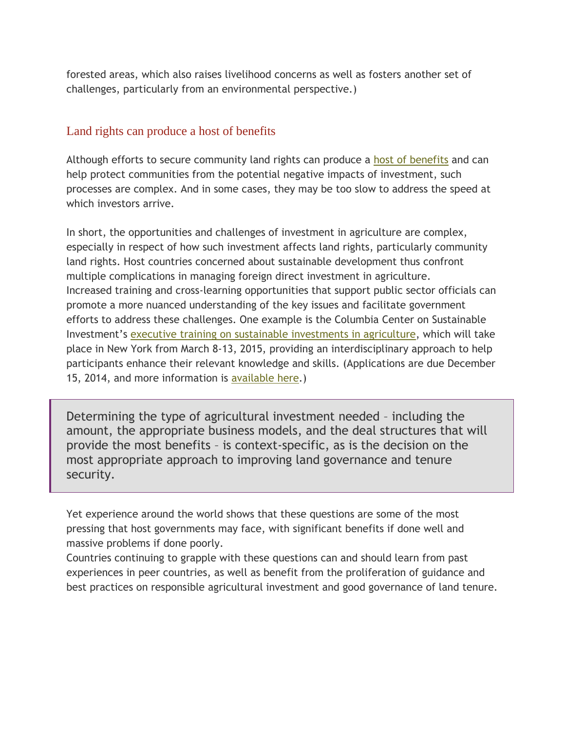forested areas, which also raises livelihood concerns as well as fosters another set of challenges, particularly from an environmental perspective.)

## Land rights can produce a host of benefits

Although efforts to secure community land rights can produce a host of benefits and can help protect communities from the potential negative impacts of investment, such processes are complex. And in some cases, they may be too slow to address the speed at which investors arrive.

In short, the opportunities and challenges of investment in agriculture are complex, especially in respect of how such investment affects land rights, particularly community land rights. Host countries concerned about sustainable development thus confront multiple complications in managing foreign direct investment in agriculture.
Increased training and cross-learning opportunities that support public sector officials can promote a more nuanced understanding of the key issues and facilitate government efforts to address these challenges. One example is the Columbia Center on Sustainable Investment's executive training on sustainable investments in agriculture, which will take place in New York from March 8-13, 2015, providing an interdisciplinary approach to help participants enhance their relevant knowledge and skills. (Applications are due December 15, 2014, and more information is available here.)

> Determining the type of agricultural investment needed – including the amount, the appropriate business models, and the deal structures that will provide the most benefits – is context-specific, as is the decision on the most appropriate approach to improving land governance and tenure security.

Yet experience around the world shows that these questions are some of the most pressing that host governments may face, with significant benefits if done well and massive problems if done poorly.
Countries continuing to grapple with these questions can and should learn from past experiences in peer countries, as well as benefit from the proliferation of guidance and best practices on responsible agricultural investment and good governance of land tenure.